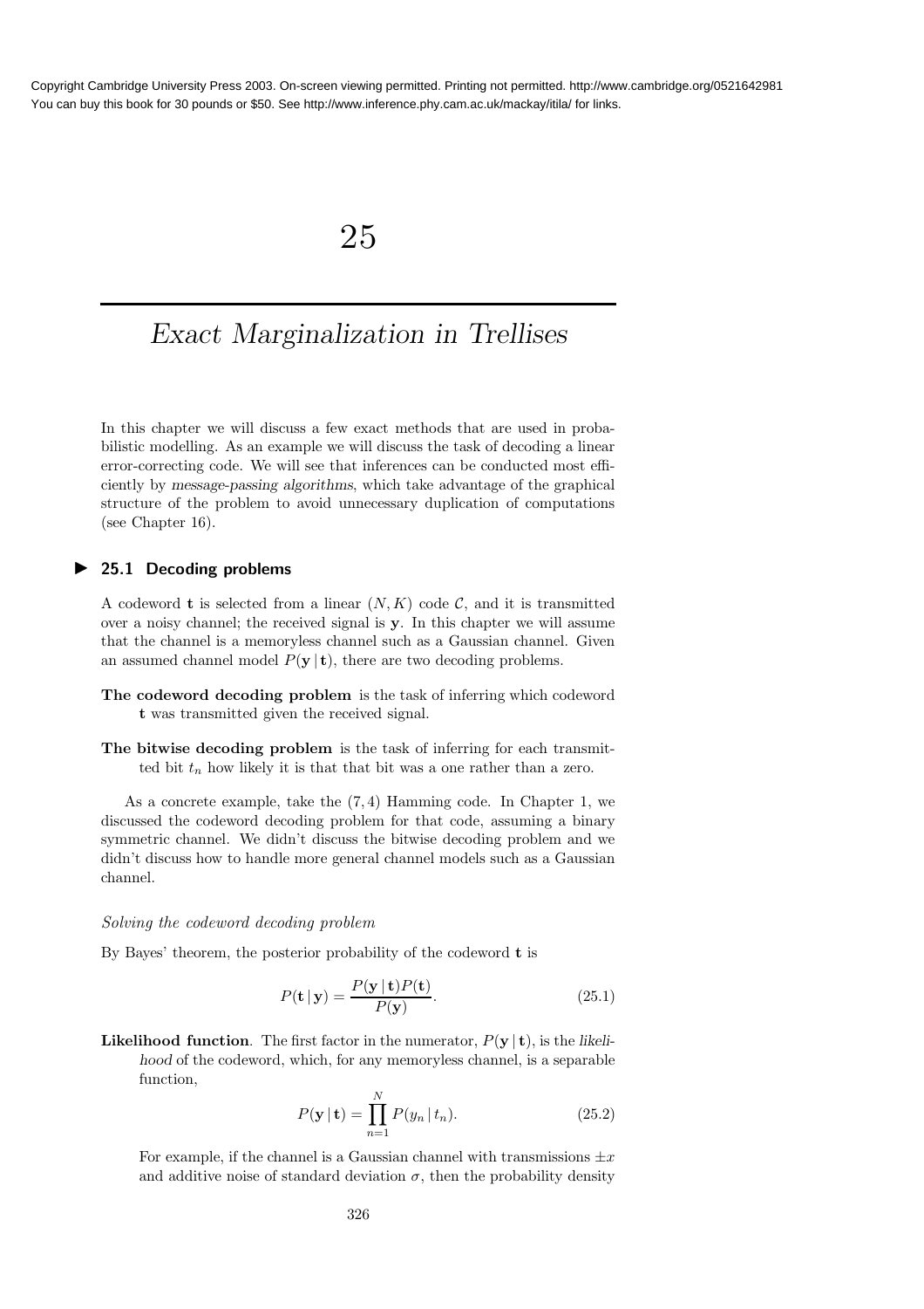# 25

## Exact Marginalization in Trellises

In this chapter we will discuss a few exact methods that are used in probabilistic modelling. As an example we will discuss the task of decoding a linear error-correcting code. We will see that inferences can be conducted most efficiently by *message-passing algorithms*, which take advantage of the graphical structure of the problem to avoid unnecessary duplication of computations (see Chapter 16).

### 25.1 Decoding problems

A codeword $\mathbf{t}$ is selected from a linear $(N, K)$ code $\mathcal{C}$, and it is transmitted over a noisy channel; the received signal is $\mathbf{y}$. In this chapter we will assume that the channel is a memoryless channel such as a Gaussian channel. Given an assumed channel model $P(\mathbf{y} \,|\, \mathbf{t})$, there are two decoding problems.

**The codeword decoding problem** is the task of inferring which codeword $\mathbf{t}$ was transmitted given the received signal.

**The bitwise decoding problem** is the task of inferring for each transmitted bit $t_n$ how likely it is that that bit was a one rather than a zero.

As a concrete example, take the $(7, 4)$ Hamming code. In Chapter 1, we discussed the codeword decoding problem for that code, assuming a binary symmetric channel. We didn't discuss the bitwise decoding problem and we didn't discuss how to handle more general channel models such as a Gaussian channel.

*Solving the codeword decoding problem*

By Bayes' theorem, the posterior probability of the codeword $\mathbf{t}$ is

$$P(\mathbf{t} \,|\, \mathbf{y}) = \frac{P(\mathbf{y} \,|\, \mathbf{t})P(\mathbf{t})}{P(\mathbf{y})}. \tag{25.1}$$

**Likelihood function**. The first factor in the numerator, $P(\mathbf{y} \,|\, \mathbf{t})$, is the *likelihood* of the codeword, which, for any memoryless channel, is a separable function,

$$P(\mathbf{y} \,|\, \mathbf{t}) = \prod_{n=1}^{N} P(y_n \,|\, t_n). \tag{25.2}$$

For example, if the channel is a Gaussian channel with transmissions $\pm x$ and additive noise of standard deviation $\sigma$, then the probability density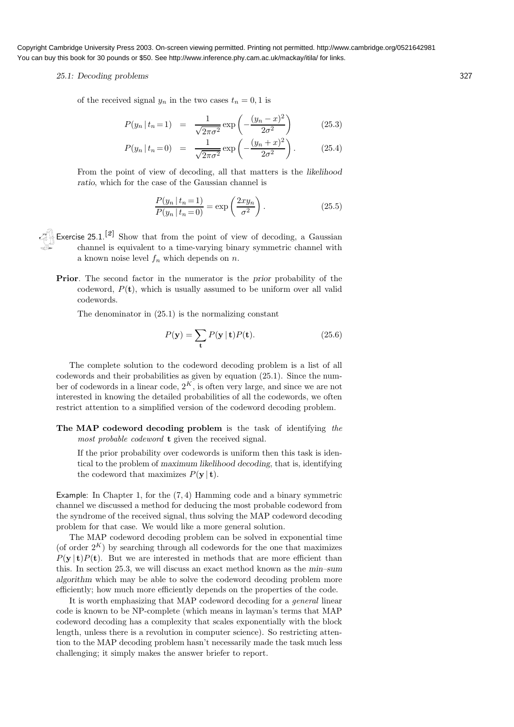of the received signal $y_n$ in the two cases $t_n = 0, 1$ is

$$P(y_n \mid t_n = 1) = \frac{1}{\sqrt{2\pi\sigma^2}} \exp\left(-\frac{(y_n - x)^2}{2\sigma^2}\right) \tag{25.3}$$

$$P(y_n \mid t_n = 0) = \frac{1}{\sqrt{2\pi\sigma^2}} \exp\left(-\frac{(y_n + x)^2}{2\sigma^2}\right). \tag{25.4}$$

From the point of view of decoding, all that matters is the *likelihood ratio*, which for the case of the Gaussian channel is

$$\frac{P(y_n \mid t_n = 1)}{P(y_n \mid t_n = 0)} = \exp\left(\frac{2xy_n}{\sigma^2}\right). \tag{25.5}$$

Exercise 25.1.[2] Show that from the point of view of decoding, a Gaussian channel is equivalent to a time-varying binary symmetric channel with a known noise level $f_n$ which depends on $n$.

**Prior**. The second factor in the numerator is the *prior* probability of the codeword, $P(\mathbf{t})$, which is usually assumed to be uniform over all valid codewords.

The denominator in (25.1) is the normalizing constant

$$P(\mathbf{y}) = \sum_{\mathbf{t}} P(\mathbf{y} \mid \mathbf{t}) P(\mathbf{t}). \tag{25.6}$$

The complete solution to the codeword decoding problem is a list of all codewords and their probabilities as given by equation (25.1). Since the number of codewords in a linear code, $2^K$, is often very large, and since we are not interested in knowing the detailed probabilities of all the codewords, we often restrict attention to a simplified version of the codeword decoding problem.

**The MAP codeword decoding problem** is the task of identifying *the most probable codeword* $\mathbf{t}$ given the received signal.

If the prior probability over codewords is uniform then this task is identical to the problem of *maximum likelihood decoding*, that is, identifying the codeword that maximizes $P(\mathbf{y} \mid \mathbf{t})$.

Example: In Chapter 1, for the $(7, 4)$ Hamming code and a binary symmetric channel we discussed a method for deducing the most probable codeword from the syndrome of the received signal, thus solving the MAP codeword decoding problem for that case. We would like a more general solution.

The MAP codeword decoding problem can be solved in exponential time (of order $2^K$) by searching through all codewords for the one that maximizes $P(\mathbf{y} \mid \mathbf{t})P(\mathbf{t})$. But we are interested in methods that are more efficient than this. In section 25.3, we will discuss an exact method known as the *min–sum algorithm* which may be able to solve the codeword decoding problem more efficiently; how much more efficiently depends on the properties of the code.

It is worth emphasizing that MAP codeword decoding for a *general* linear code is known to be NP-complete (which means in layman's terms that MAP codeword decoding has a complexity that scales exponentially with the block length, unless there is a revolution in computer science). So restricting attention to the MAP decoding problem hasn't necessarily made the task much less challenging; it simply makes the answer briefer to report.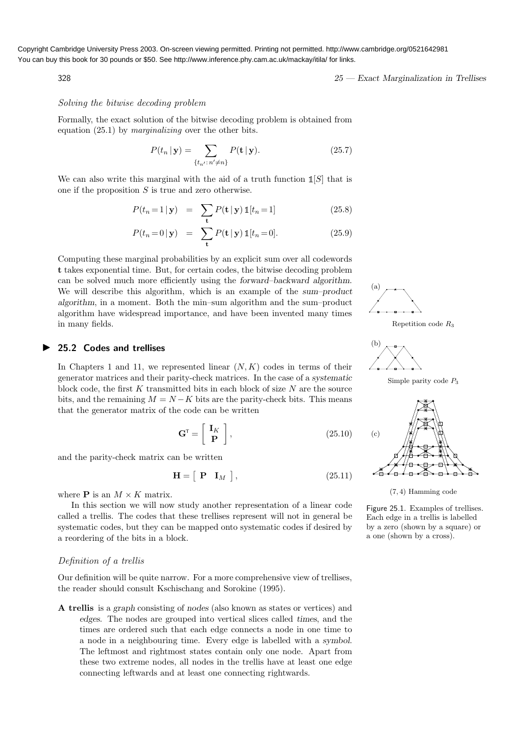*Solving the bitwise decoding problem*

Formally, the exact solution of the bitwise decoding problem is obtained from equation (25.1) by *marginalizing* over the other bits.

$$P(t_n \mid \mathbf{y}) = \sum_{\{t_{n'}:\, n' \neq n\}} P(\mathbf{t} \mid \mathbf{y}). \tag{25.7}$$

We can also write this marginal with the aid of a truth function $\mathbb{1}[S]$ that is one if the proposition $S$ is true and zero otherwise.

$$P(t_n = 1 \mid \mathbf{y}) = \sum_{\mathbf{t}} P(\mathbf{t} \mid \mathbf{y})\, \mathbb{1}[t_n = 1] \tag{25.8}$$

$$P(t_n = 0 \mid \mathbf{y}) = \sum_{\mathbf{t}} P(\mathbf{t} \mid \mathbf{y})\, \mathbb{1}[t_n = 0]. \tag{25.9}$$

Computing these marginal probabilities by an explicit sum over all codewords $\mathbf{t}$ takes exponential time. But, for certain codes, the bitwise decoding problem can be solved much more efficiently using the *forward–backward algorithm*. We will describe this algorithm, which is an example of the *sum–product algorithm*, in a moment. Both the min–sum algorithm and the sum–product algorithm have widespread importance, and have been invented many times in many fields.

## 25.2 Codes and trellises

In Chapters 1 and 11, we represented linear $(N, K)$ codes in terms of their generator matrices and their parity-check matrices. In the case of a *systematic* block code, the first $K$ transmitted bits in each block of size $N$ are the source bits, and the remaining $M = N - K$ bits are the parity-check bits. This means that the generator matrix of the code can be written

$$\mathbf{G}^{\mathsf{T}} = \begin{bmatrix} \mathbf{I}_K \\ \mathbf{P} \end{bmatrix}, \tag{25.10}$$

and the parity-check matrix can be written

$$\mathbf{H} = \begin{bmatrix} \mathbf{P} & \mathbf{I}_M \end{bmatrix}, \tag{25.11}$$

where $\mathbf{P}$ is an $M \times K$ matrix.

In this section we will now study another representation of a linear code called a trellis. The codes that these trellises represent will not in general be systematic codes, but they can be mapped onto systematic codes if desired by a reordering of the bits in a block.

(a) Repetition code $R_3$

(b) Simple parity code $P_3$

(c) $(7,4)$ Hamming code

Figure 25.1. Examples of trellises. Each edge in a trellis is labelled by a zero (shown by a square) or a one (shown by a cross).

*Definition of a trellis*

Our definition will be quite narrow. For a more comprehensive view of trellises, the reader should consult Kschischang and Sorokine (1995).

**A trellis** is a *graph* consisting of *nodes* (also known as states or vertices) and *edges*. The nodes are grouped into vertical slices called *times*, and the times are ordered such that each edge connects a node in one time to a node in a neighbouring time. Every edge is labelled with a *symbol*. The leftmost and rightmost states contain only one node. Apart from these two extreme nodes, all nodes in the trellis have at least one edge connecting leftwards and at least one connecting rightwards.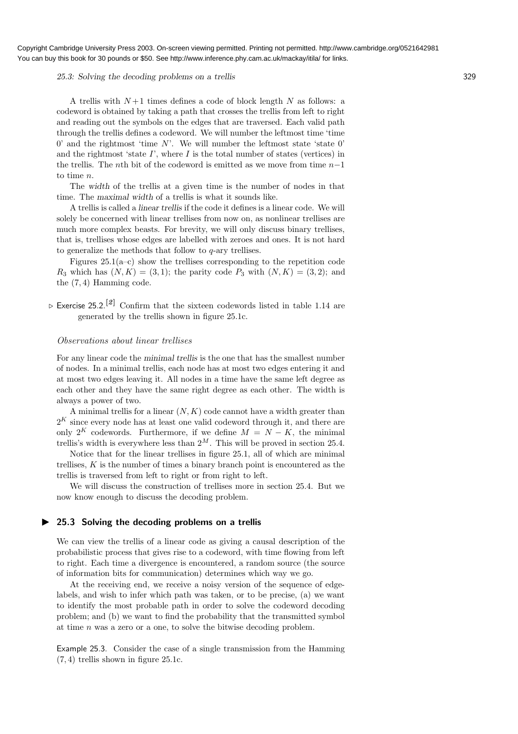A trellis with $N+1$ times defines a code of block length $N$ as follows: a codeword is obtained by taking a path that crosses the trellis from left to right and reading out the symbols on the edges that are traversed. Each valid path through the trellis defines a codeword. We will number the leftmost time 'time 0' and the rightmost 'time $N$'. We will number the leftmost state 'state 0' and the rightmost 'state $I$', where $I$ is the total number of states (vertices) in the trellis. The $n$th bit of the codeword is emitted as we move from time $n-1$ to time $n$.

The *width* of the trellis at a given time is the number of nodes in that time. The *maximal width* of a trellis is what it sounds like.

A trellis is called a *linear trellis* if the code it defines is a linear code. We will solely be concerned with linear trellises from now on, as nonlinear trellises are much more complex beasts. For brevity, we will only discuss binary trellises, that is, trellises whose edges are labelled with zeroes and ones. It is not hard to generalize the methods that follow to $q$-ary trellises.

Figures 25.1(a–c) show the trellises corresponding to the repetition code $R_3$ which has $(N, K) = (3, 1)$; the parity code $P_3$ with $(N, K) = (3, 2)$; and the $(7, 4)$ Hamming code.

▷ Exercise 25.2.[2] Confirm that the sixteen codewords listed in table 1.14 are generated by the trellis shown in figure 25.1c.

### *Observations about linear trellises*

For any linear code the *minimal trellis* is the one that has the smallest number of nodes. In a minimal trellis, each node has at most two edges entering it and at most two edges leaving it. All nodes in a time have the same left degree as each other and they have the same right degree as each other. The width is always a power of two.

A minimal trellis for a linear $(N, K)$ code cannot have a width greater than $2^K$ since every node has at least one valid codeword through it, and there are only $2^K$ codewords. Furthermore, if we define $M = N - K$, the minimal trellis's width is everywhere less than $2^M$. This will be proved in section 25.4.

Notice that for the linear trellises in figure 25.1, all of which are minimal trellises, $K$ is the number of times a binary branch point is encountered as the trellis is traversed from left to right or from right to left.

We will discuss the construction of trellises more in section 25.4. But we now know enough to discuss the decoding problem.

## ▶ 25.3 Solving the decoding problems on a trellis

We can view the trellis of a linear code as giving a causal description of the probabilistic process that gives rise to a codeword, with time flowing from left to right. Each time a divergence is encountered, a random source (the source of information bits for communication) determines which way we go.

At the receiving end, we receive a noisy version of the sequence of edge-labels, and wish to infer which path was taken, or to be precise, (a) we want to identify the most probable path in order to solve the codeword decoding problem; and (b) we want to find the probability that the transmitted symbol at time $n$ was a zero or a one, to solve the bitwise decoding problem.

Example 25.3. Consider the case of a single transmission from the Hamming $(7, 4)$ trellis shown in figure 25.1c.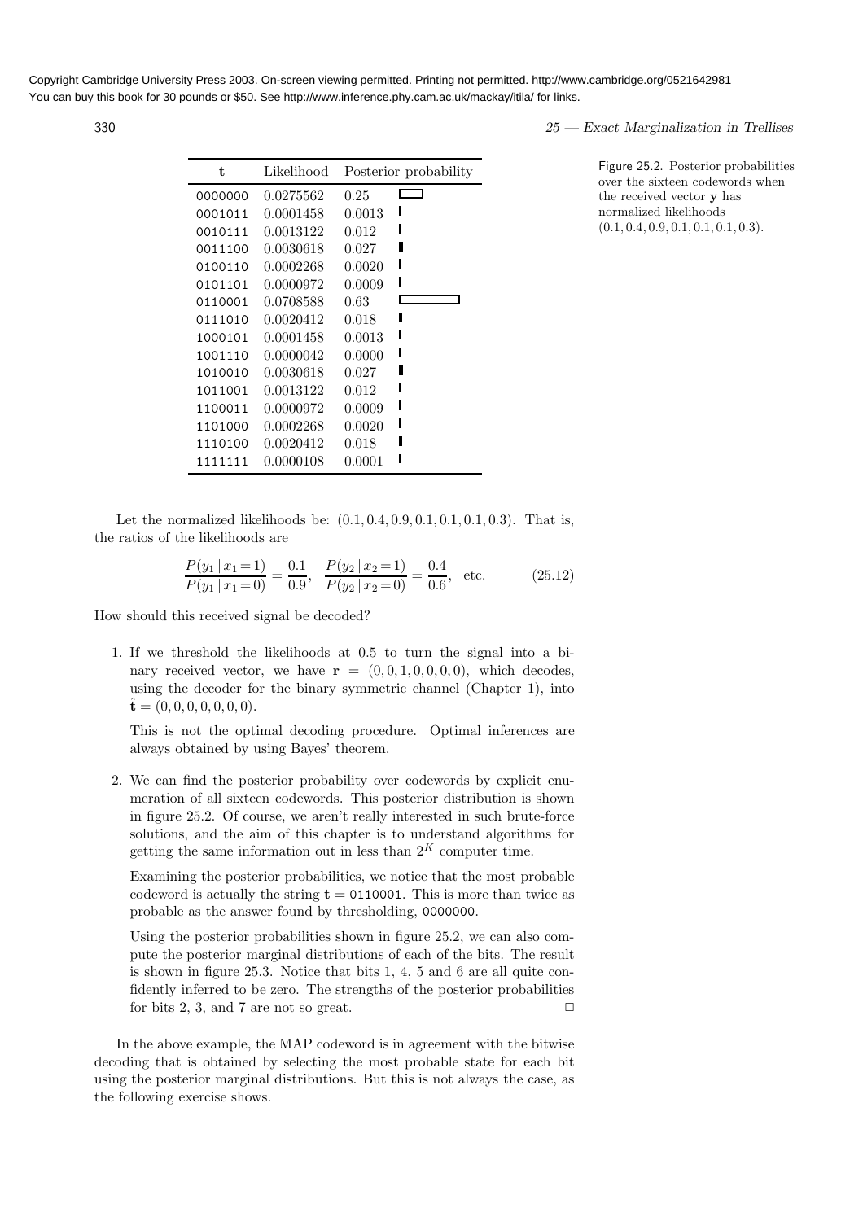| $\mathbf{t}$ | Likelihood | Posterior probability |
|---|---|---|
| 0000000 | 0.0275562 | 0.25 |
| 0001011 | 0.0001458 | 0.0013 |
| 0010111 | 0.0013122 | 0.012 |
| 0011100 | 0.0030618 | 0.027 |
| 0100110 | 0.0002268 | 0.0020 |
| 0101101 | 0.0000972 | 0.0009 |
| 0110001 | 0.0708588 | 0.63 |
| 0111010 | 0.0020412 | 0.018 |
| 1000101 | 0.0001458 | 0.0013 |
| 1001110 | 0.0000042 | 0.0000 |
| 1010010 | 0.0030618 | 0.027 |
| 1011001 | 0.0013122 | 0.012 |
| 1100011 | 0.0000972 | 0.0009 |
| 1101000 | 0.0002268 | 0.0020 |
| 1110100 | 0.0020412 | 0.018 |
| 1111111 | 0.0000108 | 0.0001 |

Figure 25.2. Posterior probabilities over the sixteen codewords when the received vector $\mathbf{y}$ has normalized likelihoods $(0.1, 0.4, 0.9, 0.1, 0.1, 0.1, 0.3)$.

Let the normalized likelihoods be: $(0.1, 0.4, 0.9, 0.1, 0.1, 0.1, 0.3)$. That is, the ratios of the likelihoods are

$$\frac{P(y_1 \mid x_1 = 1)}{P(y_1 \mid x_1 = 0)} = \frac{0.1}{0.9}, \quad \frac{P(y_2 \mid x_2 = 1)}{P(y_2 \mid x_2 = 0)} = \frac{0.4}{0.6}, \quad \text{etc.} \tag{25.12}$$

How should this received signal be decoded?

1. If we threshold the likelihoods at 0.5 to turn the signal into a binary received vector, we have $\mathbf{r} = (0, 0, 1, 0, 0, 0, 0)$, which decodes, using the decoder for the binary symmetric channel (Chapter 1), into $\hat{\mathbf{t}} = (0, 0, 0, 0, 0, 0, 0)$.

   This is not the optimal decoding procedure. Optimal inferences are always obtained by using Bayes' theorem.

2. We can find the posterior probability over codewords by explicit enumeration of all sixteen codewords. This posterior distribution is shown in figure 25.2. Of course, we aren't really interested in such brute-force solutions, and the aim of this chapter is to understand algorithms for getting the same information out in less than $2^K$ computer time.

   Examining the posterior probabilities, we notice that the most probable codeword is actually the string $\mathbf{t} =$ 0110001. This is more than twice as probable as the answer found by thresholding, 0000000.

   Using the posterior probabilities shown in figure 25.2, we can also compute the posterior marginal distributions of each of the bits. The result is shown in figure 25.3. Notice that bits 1, 4, 5 and 6 are all quite confidently inferred to be zero. The strengths of the posterior probabilities for bits 2, 3, and 7 are not so great. □

In the above example, the MAP codeword is in agreement with the bitwise decoding that is obtained by selecting the most probable state for each bit using the posterior marginal distributions. But this is not always the case, as the following exercise shows.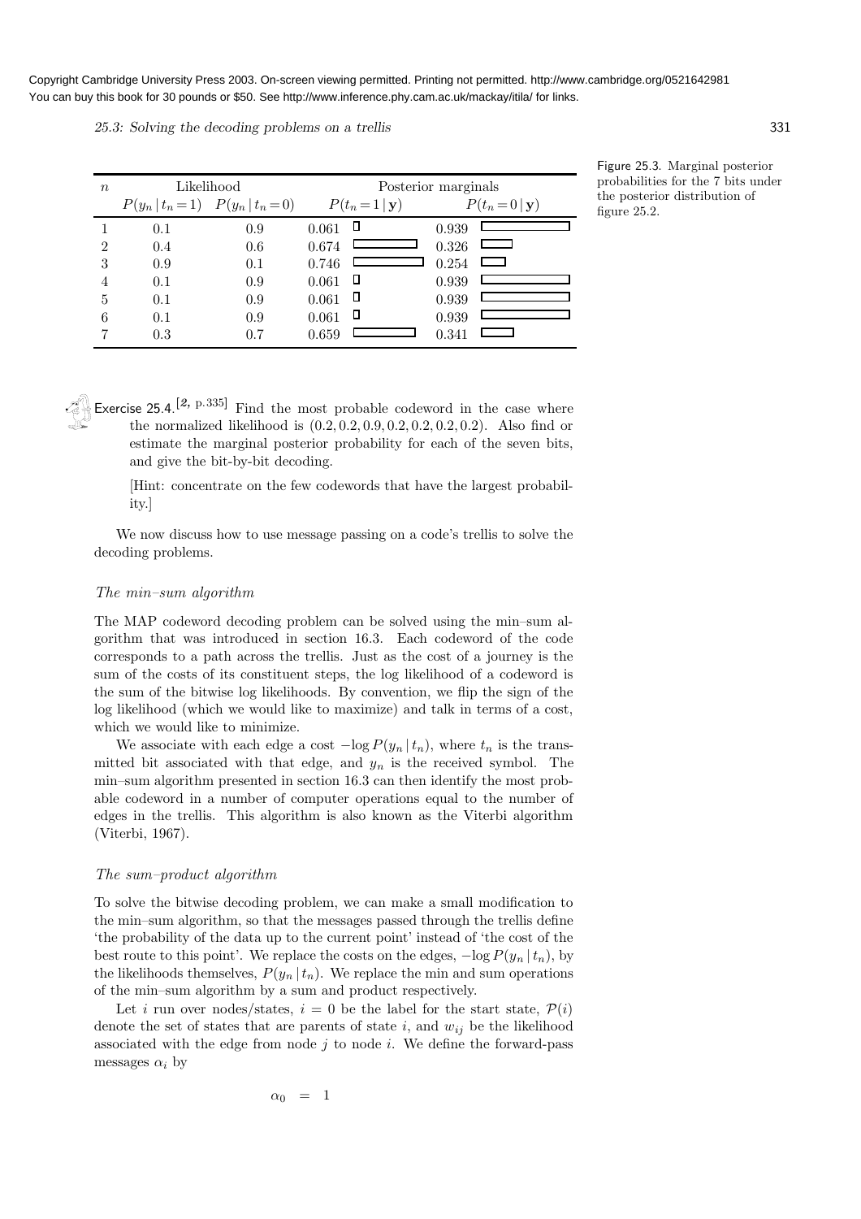| $n$ | Likelihood | | Posterior marginals | |
|---|---|---|---|---|
| | $P(y_n \mid t_n = 1)$ | $P(y_n \mid t_n = 0)$ | $P(t_n = 1 \mid \mathbf{y})$ | $P(t_n = 0 \mid \mathbf{y})$ |
| 1 | 0.1 | 0.9 | 0.061 | 0.939 |
| 2 | 0.4 | 0.6 | 0.674 | 0.326 |
| 3 | 0.9 | 0.1 | 0.746 | 0.254 |
| 4 | 0.1 | 0.9 | 0.061 | 0.939 |
| 5 | 0.1 | 0.9 | 0.061 | 0.939 |
| 6 | 0.1 | 0.9 | 0.061 | 0.939 |
| 7 | 0.3 | 0.7 | 0.659 | 0.341 |

Figure 25.3. Marginal posterior probabilities for the 7 bits under the posterior distribution of figure 25.2.

Exercise 25.4.[2, p.335] Find the most probable codeword in the case where the normalized likelihood is $(0.2, 0.2, 0.9, 0.2, 0.2, 0.2, 0.2)$. Also find or estimate the marginal posterior probability for each of the seven bits, and give the bit-by-bit decoding.

[Hint: concentrate on the few codewords that have the largest probability.]

We now discuss how to use message passing on a code's trellis to solve the decoding problems.

### *The min–sum algorithm*

The MAP codeword decoding problem can be solved using the min–sum algorithm that was introduced in section 16.3. Each codeword of the code corresponds to a path across the trellis. Just as the cost of a journey is the sum of the costs of its constituent steps, the log likelihood of a codeword is the sum of the bitwise log likelihoods. By convention, we flip the sign of the log likelihood (which we would like to maximize) and talk in terms of a cost, which we would like to minimize.

We associate with each edge a cost $-\log P(y_n \mid t_n)$, where $t_n$ is the transmitted bit associated with that edge, and $y_n$ is the received symbol. The min–sum algorithm presented in section 16.3 can then identify the most probable codeword in a number of computer operations equal to the number of edges in the trellis. This algorithm is also known as the Viterbi algorithm (Viterbi, 1967).

### *The sum–product algorithm*

To solve the bitwise decoding problem, we can make a small modification to the min–sum algorithm, so that the messages passed through the trellis define 'the probability of the data up to the current point' instead of 'the cost of the best route to this point'. We replace the costs on the edges, $-\log P(y_n \mid t_n)$, by the likelihoods themselves, $P(y_n \mid t_n)$. We replace the min and sum operations of the min–sum algorithm by a sum and product respectively.

Let $i$ run over nodes/states, $i = 0$ be the label for the start state, $\mathcal{P}(i)$ denote the set of states that are parents of state $i$, and $w_{ij}$ be the likelihood associated with the edge from node $j$ to node $i$. We define the forward-pass messages $\alpha_i$ by

$$\alpha_0 = 1$$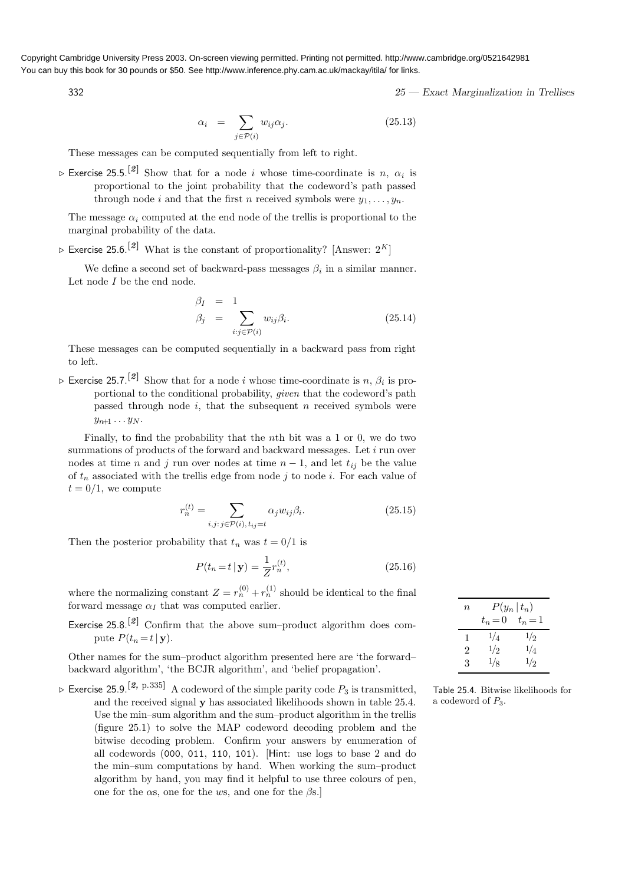Copyright Cambridge University Press 2003. On-screen viewing permitted. Printing not permitted. http://www.cambridge.org/0521642981
You can buy this book for 30 pounds or \$50. See http://www.inference.phy.cam.ac.uk/mackay/itila/ for links.

$$\alpha_i = \sum_{j \in \mathcal{P}(i)} w_{ij} \alpha_j. \tag{25.13}$$

These messages can be computed sequentially from left to right.

▷ Exercise 25.5.[2] Show that for a node $i$ whose time-coordinate is $n$, $\alpha_i$ is proportional to the joint probability that the codeword's path passed through node $i$ and that the first $n$ received symbols were $y_1, \ldots, y_n$.

The message $\alpha_I$ computed at the end node of the trellis is proportional to the marginal probability of the data.

▷ Exercise 25.6.[2] What is the constant of proportionality? [Answer: $2^K$]

We define a second set of backward-pass messages $\beta_i$ in a similar manner. Let node $I$ be the end node.

$$\begin{aligned} \beta_I &= 1 \\ \beta_j &= \sum_{i: j \in \mathcal{P}(i)} w_{ij} \beta_i. \end{aligned} \tag{25.14}$$

These messages can be computed sequentially in a backward pass from right to left.

▷ Exercise 25.7.[2] Show that for a node $i$ whose time-coordinate is $n$, $\beta_i$ is proportional to the conditional probability, *given* that the codeword's path passed through node $i$, that the subsequent $n$ received symbols were $y_{n+1} \ldots y_N$.

Finally, to find the probability that the $n$th bit was a 1 or 0, we do two summations of products of the forward and backward messages. Let $i$ run over nodes at time $n$ and $j$ run over nodes at time $n-1$, and let $t_{ij}$ be the value of $t_n$ associated with the trellis edge from node $j$ to node $i$. For each value of $t = 0/1$, we compute

$$r_n^{(t)} = \sum_{i,j:\, j \in \mathcal{P}(i),\, t_{ij} = t} \alpha_j w_{ij} \beta_i. \tag{25.15}$$

Then the posterior probability that $t_n$ was $t = 0/1$ is

$$P(t_n = t \,|\, \mathbf{y}) = \frac{1}{Z} r_n^{(t)}, \tag{25.16}$$

where the normalizing constant $Z = r_n^{(0)} + r_n^{(1)}$ should be identical to the final forward message $\alpha_I$ that was computed earlier.

Exercise 25.8.[2] Confirm that the above sum–product algorithm does compute $P(t_n = t \,|\, \mathbf{y})$.

Other names for the sum–product algorithm presented here are 'the forward–backward algorithm', 'the BCJR algorithm', and 'belief propagation'.

▷ Exercise 25.9.[2, p.335] A codeword of the simple parity code $P_3$ is transmitted, and the received signal $\mathbf{y}$ has associated likelihoods shown in table 25.4. Use the min–sum algorithm and the sum–product algorithm in the trellis (figure 25.1) to solve the MAP codeword decoding problem and the bitwise decoding problem. Confirm your answers by enumeration of all codewords (000, 011, 110, 101). [Hint: use logs to base 2 and do the min–sum computations by hand. When working the sum–product algorithm by hand, you may find it helpful to use three colours of pen, one for the $\alpha$s, one for the $w$s, and one for the $\beta$s.]

| $n$ | $P(y_n \,\|\, t_n)$ | |
|---|---|---|
| | $t_n = 0$ | $t_n = 1$ |
| 1 | $1/4$ | $1/2$ |
| 2 | $1/2$ | $1/4$ |
| 3 | $1/8$ | $1/2$ |

Table 25.4. Bitwise likelihoods for a codeword of $P_3$.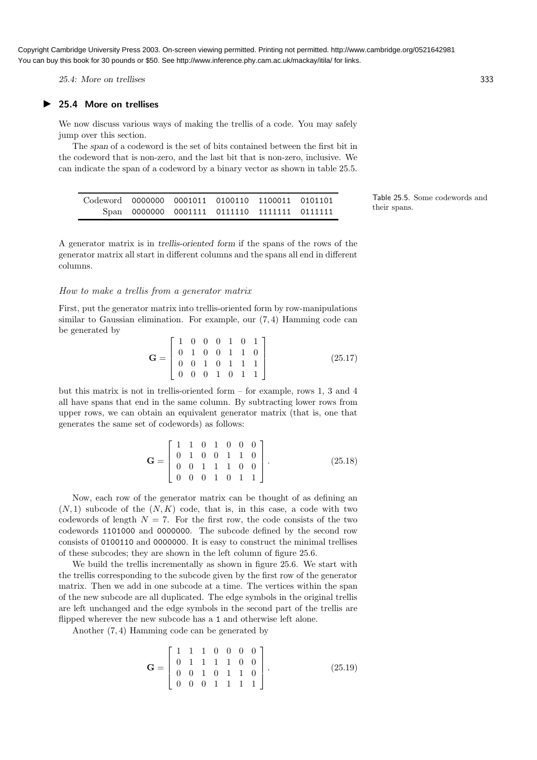## ▶ 25.4 More on trellises

We now discuss various ways of making the trellis of a code. You may safely jump over this section.

The *span* of a codeword is the set of bits contained between the first bit in the codeword that is non-zero, and the last bit that is non-zero, inclusive. We can indicate the span of a codeword by a binary vector as shown in table 25.5.

| Codeword | 0000000 | 0001011 | 0100110 | 1100011 | 0101101 |
|---|---|---|---|---|---|
| Span | 0000000 | 0001111 | 0111110 | 1111111 | 0111111 |

Table 25.5. Some codewords and their spans.

A generator matrix is in *trellis-oriented form* if the spans of the rows of the generator matrix all start in different columns and the spans all end in different columns.

### *How to make a trellis from a generator matrix*

First, put the generator matrix into trellis-oriented form by row-manipulations similar to Gaussian elimination. For example, our $(7,4)$ Hamming code can be generated by

$$\mathbf{G} = \begin{bmatrix} 1 & 0 & 0 & 0 & 1 & 0 & 1 \\ 0 & 1 & 0 & 0 & 1 & 1 & 0 \\ 0 & 0 & 1 & 0 & 1 & 1 & 1 \\ 0 & 0 & 0 & 1 & 0 & 1 & 1 \end{bmatrix} \tag{25.17}$$

but this matrix is not in trellis-oriented form – for example, rows 1, 3 and 4 all have spans that end in the same column. By subtracting lower rows from upper rows, we can obtain an equivalent generator matrix (that is, one that generates the same set of codewords) as follows:

$$\mathbf{G} = \begin{bmatrix} 1 & 1 & 0 & 1 & 0 & 0 & 0 \\ 0 & 1 & 0 & 0 & 1 & 1 & 0 \\ 0 & 0 & 1 & 1 & 1 & 0 & 0 \\ 0 & 0 & 0 & 1 & 0 & 1 & 1 \end{bmatrix}. \tag{25.18}$$

Now, each row of the generator matrix can be thought of as defining an $(N,1)$ subcode of the $(N,K)$ code, that is, in this case, a code with two codewords of length $N = 7$. For the first row, the code consists of the two codewords 1101000 and 0000000. The subcode defined by the second row consists of 0100110 and 0000000. It is easy to construct the minimal trellises of these subcodes; they are shown in the left column of figure 25.6.

We build the trellis incrementally as shown in figure 25.6. We start with the trellis corresponding to the subcode given by the first row of the generator matrix. Then we add in one subcode at a time. The vertices within the span of the new subcode are all duplicated. The edge symbols in the original trellis are left unchanged and the edge symbols in the second part of the trellis are flipped wherever the new subcode has a 1 and otherwise left alone.

Another $(7,4)$ Hamming code can be generated by

$$\mathbf{G} = \begin{bmatrix} 1 & 1 & 1 & 0 & 0 & 0 & 0 \\ 0 & 1 & 1 & 1 & 1 & 0 & 0 \\ 0 & 0 & 1 & 0 & 1 & 1 & 0 \\ 0 & 0 & 0 & 1 & 1 & 1 & 1 \end{bmatrix}. \tag{25.19}$$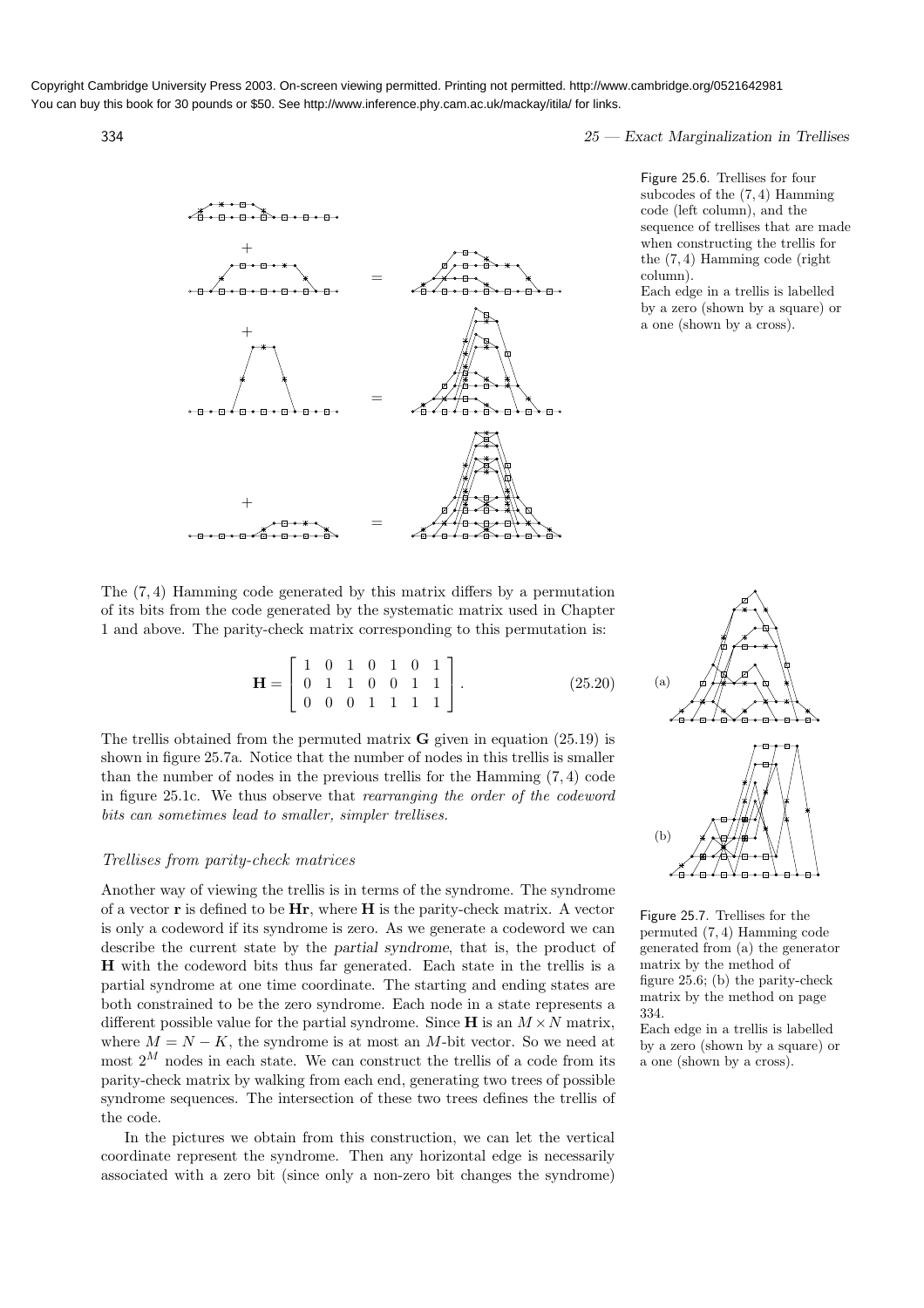Figure 25.6. Trellises for four subcodes of the $(7,4)$ Hamming code (left column), and the sequence of trellises that are made when constructing the trellis for the $(7,4)$ Hamming code (right column).
Each edge in a trellis is labelled by a zero (shown by a square) or a one (shown by a cross).

The $(7,4)$ Hamming code generated by this matrix differs by a permutation of its bits from the code generated by the systematic matrix used in Chapter 1 and above. The parity-check matrix corresponding to this permutation is:

$$\mathbf{H} = \begin{bmatrix} 1 & 0 & 1 & 0 & 1 & 0 & 1 \\ 0 & 1 & 1 & 0 & 0 & 1 & 1 \\ 0 & 0 & 0 & 1 & 1 & 1 & 1 \end{bmatrix}. \tag{25.20}$$

The trellis obtained from the permuted matrix $\mathbf{G}$ given in equation (25.19) is shown in figure 25.7a. Notice that the number of nodes in this trellis is smaller than the number of nodes in the previous trellis for the Hamming $(7,4)$ code in figure 25.1c. We thus observe that *rearranging the order of the codeword bits can sometimes lead to smaller, simpler trellises.*

Figure 25.7. Trellises for the permuted $(7,4)$ Hamming code generated from (a) the generator matrix by the method of figure 25.6; (b) the parity-check matrix by the method on page 334.
Each edge in a trellis is labelled by a zero (shown by a square) or a one (shown by a cross).

### *Trellises from parity-check matrices*

Another way of viewing the trellis is in terms of the syndrome. The syndrome of a vector $\mathbf{r}$ is defined to be $\mathbf{Hr}$, where $\mathbf{H}$ is the parity-check matrix. A vector is only a codeword if its syndrome is zero. As we generate a codeword we can describe the current state by the *partial syndrome*, that is, the product of $\mathbf{H}$ with the codeword bits thus far generated. Each state in the trellis is a partial syndrome at one time coordinate. The starting and ending states are both constrained to be the zero syndrome. Each node in a state represents a different possible value for the partial syndrome. Since $\mathbf{H}$ is an $M \times N$ matrix, where $M = N - K$, the syndrome is at most an $M$-bit vector. So we need at most $2^M$ nodes in each state. We can construct the trellis of a code from its parity-check matrix by walking from each end, generating two trees of possible syndrome sequences. The intersection of these two trees defines the trellis of the code.

In the pictures we obtain from this construction, we can let the vertical coordinate represent the syndrome. Then any horizontal edge is necessarily associated with a zero bit (since only a non-zero bit changes the syndrome)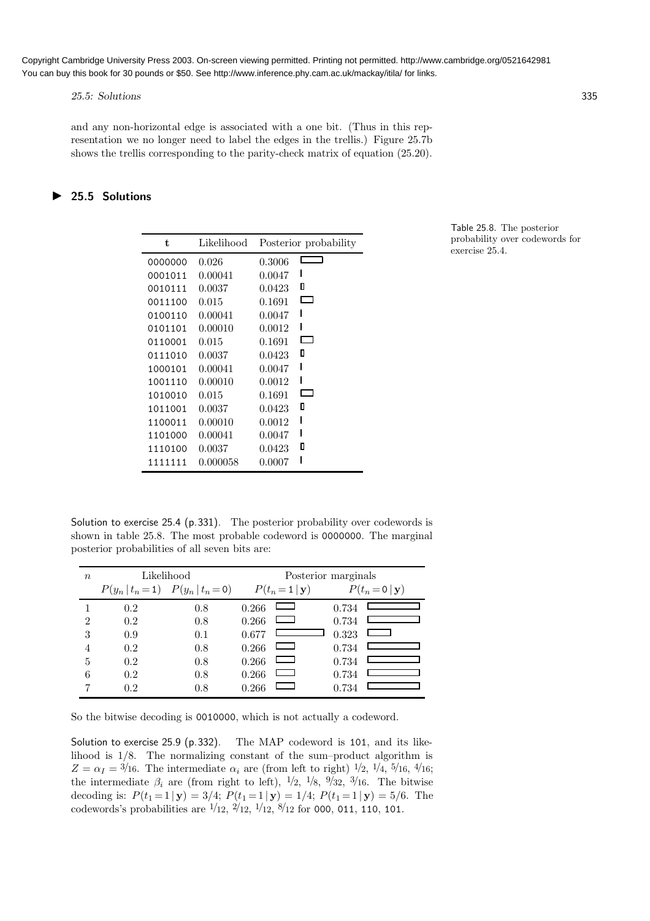and any non-horizontal edge is associated with a one bit. (Thus in this representation we no longer need to label the edges in the trellis.) Figure 25.7b shows the trellis corresponding to the parity-check matrix of equation (25.20).

## ▶ 25.5 Solutions

| $\mathbf{t}$ | Likelihood | Posterior probability |
|---|---|---|
| 0000000 | 0.026 | 0.3006 |
| 0001011 | 0.00041 | 0.0047 |
| 0010111 | 0.0037 | 0.0423 |
| 0011100 | 0.015 | 0.1691 |
| 0100110 | 0.00041 | 0.0047 |
| 0101101 | 0.00010 | 0.0012 |
| 0110001 | 0.015 | 0.1691 |
| 0111010 | 0.0037 | 0.0423 |
| 1000101 | 0.00041 | 0.0047 |
| 1001110 | 0.00010 | 0.0012 |
| 1010010 | 0.015 | 0.1691 |
| 1011001 | 0.0037 | 0.0423 |
| 1100011 | 0.00010 | 0.0012 |
| 1101000 | 0.00041 | 0.0047 |
| 1110100 | 0.0037 | 0.0423 |
| 1111111 | 0.000058 | 0.0007 |

Table 25.8. The posterior probability over codewords for exercise 25.4.

Solution to exercise 25.4 (p.331). The posterior probability over codewords is shown in table 25.8. The most probable codeword is 0000000. The marginal posterior probabilities of all seven bits are:

| $n$ | Likelihood | | Posterior marginals | |
|---|---|---|---|---|
| | $P(y_n \mid t_n = 1)$ | $P(y_n \mid t_n = 0)$ | $P(t_n = 1 \mid \mathbf{y})$ | $P(t_n = 0 \mid \mathbf{y})$ |
| 1 | 0.2 | 0.8 | 0.266 | 0.734 |
| 2 | 0.2 | 0.8 | 0.266 | 0.734 |
| 3 | 0.9 | 0.1 | 0.677 | 0.323 |
| 4 | 0.2 | 0.8 | 0.266 | 0.734 |
| 5 | 0.2 | 0.8 | 0.266 | 0.734 |
| 6 | 0.2 | 0.8 | 0.266 | 0.734 |
| 7 | 0.2 | 0.8 | 0.266 | 0.734 |

So the bitwise decoding is 0010000, which is not actually a codeword.

Solution to exercise 25.9 (p.332). The MAP codeword is 101, and its likelihood is $1/8$. The normalizing constant of the sum–product algorithm is $Z = \alpha_I = 3/16$. The intermediate $\alpha_i$ are (from left to right) $1/2$, $1/4$, $5/16$, $4/16$; the intermediate $\beta_i$ are (from right to left), $1/2$, $1/8$, $9/32$, $3/16$. The bitwise decoding is: $P(t_1 = 1 \mid \mathbf{y}) = 3/4$; $P(t_1 = 1 \mid \mathbf{y}) = 1/4$; $P(t_1 = 1 \mid \mathbf{y}) = 5/6$. The codewords's probabilities are $1/12$, $2/12$, $1/12$, $8/12$ for 000, 011, 110, 101.